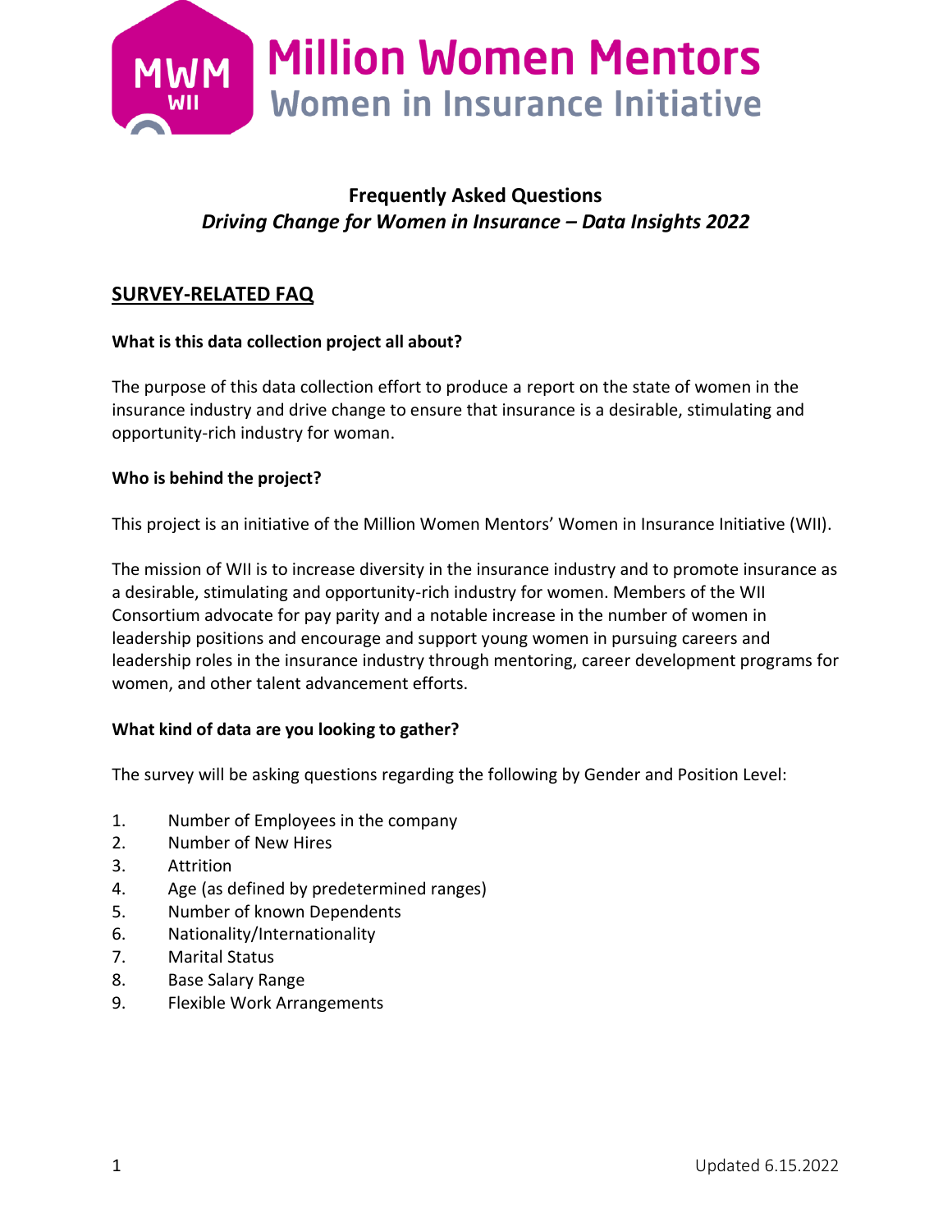# Million Women Mentors
## Women in Insurance Initiative

**Frequently Asked Questions**
***Driving Change for Women in Insurance – Data Insights 2022***

## SURVEY-RELATED FAQ

**What is this data collection project all about?**

The purpose of this data collection effort to produce a report on the state of women in the insurance industry and drive change to ensure that insurance is a desirable, stimulating and opportunity-rich industry for woman.

**Who is behind the project?**

This project is an initiative of the Million Women Mentors' Women in Insurance Initiative (WII).

The mission of WII is to increase diversity in the insurance industry and to promote insurance as a desirable, stimulating and opportunity-rich industry for women. Members of the WII Consortium advocate for pay parity and a notable increase in the number of women in leadership positions and encourage and support young women in pursuing careers and leadership roles in the insurance industry through mentoring, career development programs for women, and other talent advancement efforts.

**What kind of data are you looking to gather?**

The survey will be asking questions regarding the following by Gender and Position Level:

1. Number of Employees in the company
2. Number of New Hires
3. Attrition
4. Age (as defined by predetermined ranges)
5. Number of known Dependents
6. Nationality/Internationality
7. Marital Status
8. Base Salary Range
9. Flexible Work Arrangements

Updated 6.15.2022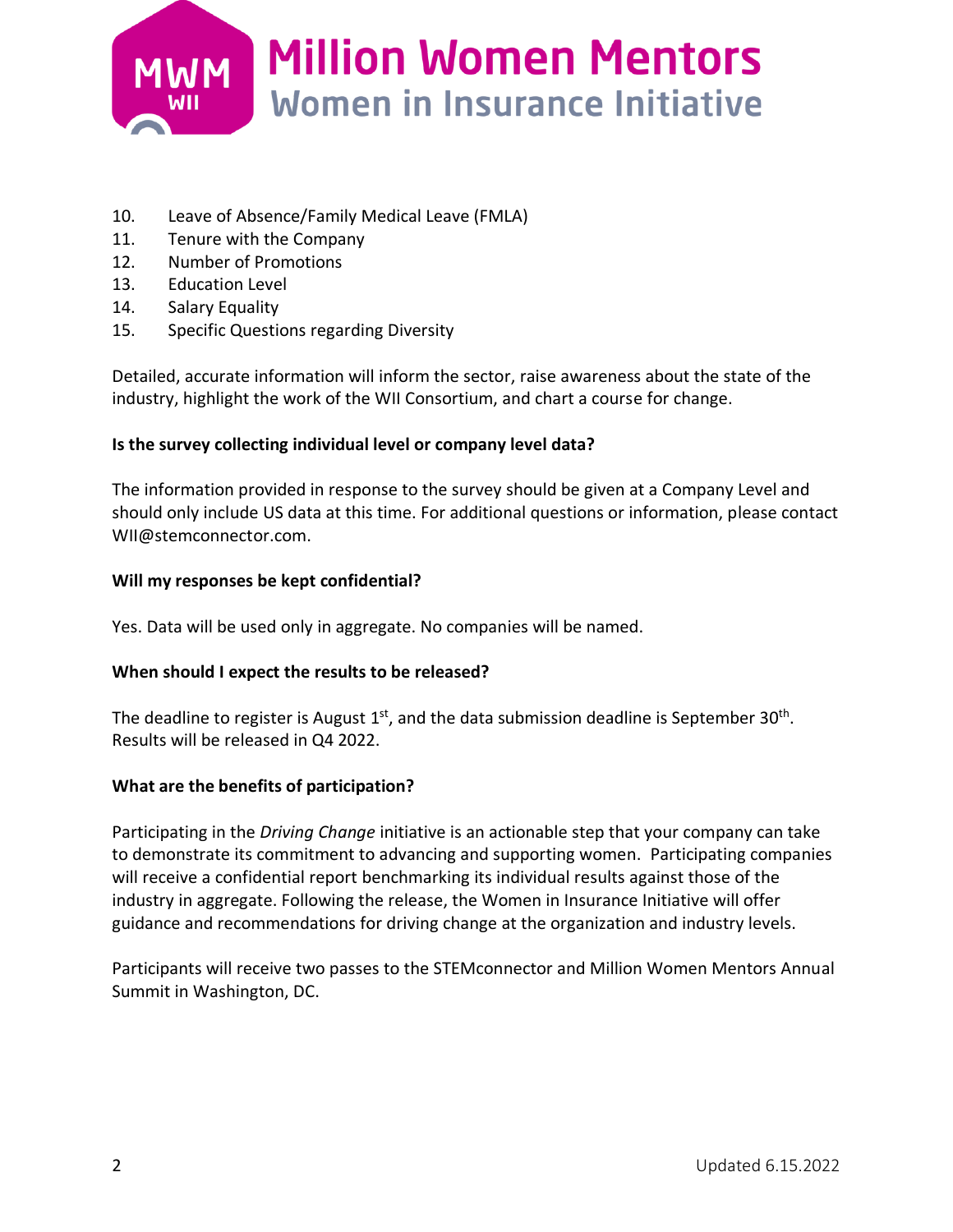10. Leave of Absence/Family Medical Leave (FMLA)
11. Tenure with the Company
12. Number of Promotions
13. Education Level
14. Salary Equality
15. Specific Questions regarding Diversity

Detailed, accurate information will inform the sector, raise awareness about the state of the industry, highlight the work of the WII Consortium, and chart a course for change.

**Is the survey collecting individual level or company level data?**

The information provided in response to the survey should be given at a Company Level and should only include US data at this time. For additional questions or information, please contact WII@stemconnector.com.

**Will my responses be kept confidential?**

Yes. Data will be used only in aggregate. No companies will be named.

**When should I expect the results to be released?**

The deadline to register is August 1st, and the data submission deadline is September 30th. Results will be released in Q4 2022.

**What are the benefits of participation?**

Participating in the *Driving Change* initiative is an actionable step that your company can take to demonstrate its commitment to advancing and supporting women. Participating companies will receive a confidential report benchmarking its individual results against those of the industry in aggregate. Following the release, the Women in Insurance Initiative will offer guidance and recommendations for driving change at the organization and industry levels.

Participants will receive two passes to the STEMconnector and Million Women Mentors Annual Summit in Washington, DC.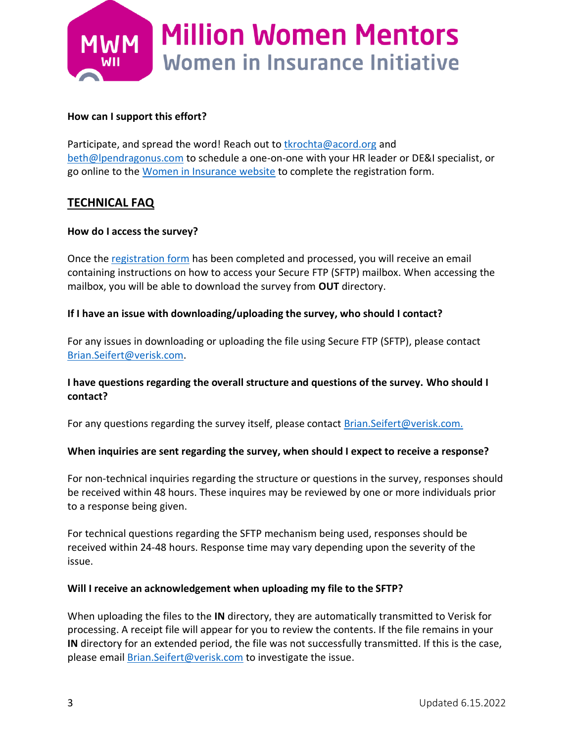**How can I support this effort?**

Participate, and spread the word! Reach out to tkrochta@acord.org and beth@lpendragonus.com to schedule a one-on-one with your HR leader or DE&I specialist, or go online to the Women in Insurance website to complete the registration form.

## TECHNICAL FAQ

**How do I access the survey?**

Once the registration form has been completed and processed, you will receive an email containing instructions on how to access your Secure FTP (SFTP) mailbox. When accessing the mailbox, you will be able to download the survey from **OUT** directory.

**If I have an issue with downloading/uploading the survey, who should I contact?**

For any issues in downloading or uploading the file using Secure FTP (SFTP), please contact Brian.Seifert@verisk.com.

**I have questions regarding the overall structure and questions of the survey. Who should I contact?**

For any questions regarding the survey itself, please contact Brian.Seifert@verisk.com.

**When inquiries are sent regarding the survey, when should I expect to receive a response?**

For non-technical inquiries regarding the structure or questions in the survey, responses should be received within 48 hours. These inquires may be reviewed by one or more individuals prior to a response being given.

For technical questions regarding the SFTP mechanism being used, responses should be received within 24-48 hours. Response time may vary depending upon the severity of the issue.

**Will I receive an acknowledgement when uploading my file to the SFTP?**

When uploading the files to the **IN** directory, they are automatically transmitted to Verisk for processing. A receipt file will appear for you to review the contents. If the file remains in your **IN** directory for an extended period, the file was not successfully transmitted. If this is the case, please email Brian.Seifert@verisk.com to investigate the issue.

Updated 6.15.2022